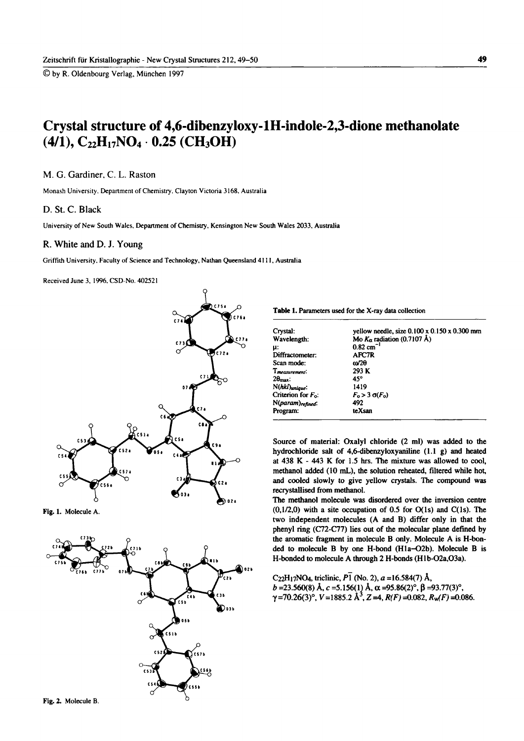© by R. Oldenbourg Verlag, München 1997

# Crystal structure of 4,6-dibenzyloxy-1H-indole-2,3-dione methanolate (4/1), $C_{22}H_{17}NO_4 \cdot 0.25\ (CH_3OH)$

M. G. Gardiner, C. L. Raston

Monash University, Department of Chemistry, Clayton Victoria 3168, Australia

D. St. C. Black

University of New South Wales, Department of Chemistry, Kensington New South Wales 2033, Australia

R. White and D. J. Young

Griffith University, Faculty of Science and Technology, Nathan Queensland 4111, Australia

Received June 3, 1996, CSD-No. 402521

Fig. 1. Molecule A.

Fig. 2. Molecule B.

**Table 1.** Parameters used for the X-ray data collection

| | |
|---|---|
| Crystal: | yellow needle, size 0.100 x 0.150 x 0.300 mm |
| Wavelength: | Mo $K\alpha$ radiation (0.7107 Å) |
| $\mu$: | 0.82 $cm^{-1}$ |
| Diffractometer: | AFC7R |
| Scan mode: | $\omega/2\theta$ |
| $T_{measurement}$: | 293 K |
| $2\theta_{max}$: | 45° |
| $N(hkl)_{unique}$: | 1419 |
| Criterion for $F_o$: | $F_o > 3\ \sigma(F_o)$ |
| $N(param)_{refined}$: | 492 |
| Program: | teXsan |

Source of material: Oxalyl chloride (2 ml) was added to the hydrochloride salt of 4,6-dibenzyloxyaniline (1.1 g) and heated at 438 K - 443 K for 1.5 hrs. The mixture was allowed to cool, methanol added (10 mL), the solution reheated, filtered while hot, and cooled slowly to give yellow crystals. The compound was recrystallised from methanol.

The methanol molecule was disordered over the inversion centre (0,1/2,0) with a site occupation of 0.5 for O(1s) and C(1s). The two independent molecules (A and B) differ only in that the phenyl ring (C72-C77) lies out of the molecular plane defined by the aromatic fragment in molecule B only. Molecule A is H-bonded to molecule B by one H-bond (H1a–O2b). Molecule B is H-bonded to molecule A through 2 H-bonds (H1b-O2a,O3a).

$C_{22}H_{17}NO_4$, triclinic, $P\bar{1}$ (No. 2), $a$ =16.584(7) Å, $b$ =23.560(8) Å, $c$ =5.156(1) Å, $\alpha$ =95.86(2)°, $\beta$ =93.77(3)°, $\gamma$=70.26(3)°, $V$=1885.2 Å$^3$, $Z$=4, $R(F)$=0.082, $R_w(F)$=0.086.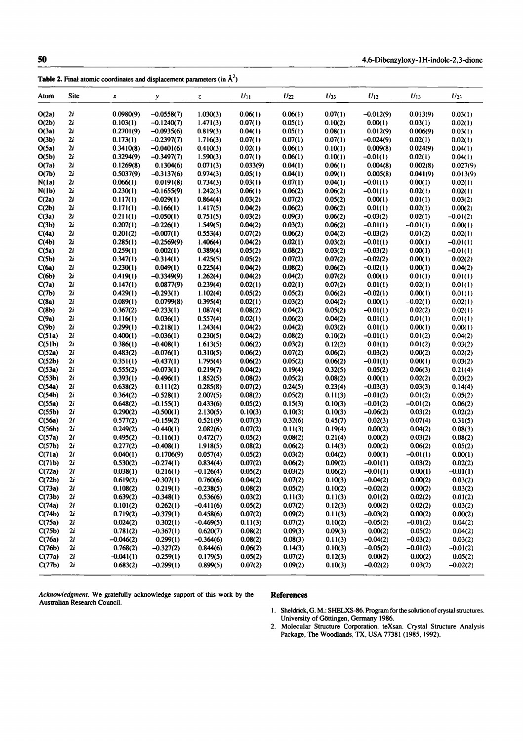**Table 2.** Final atomic coordinates and displacement parameters (in $Å^2$)

| Atom | Site | $x$ | $y$ | $z$ | $U_{11}$ | $U_{22}$ | $U_{33}$ | $U_{12}$ | $U_{13}$ | $U_{23}$ |
|---|---|---|---|---|---|---|---|---|---|---|
| O(2a) | 2i | 0.0980(9) | −0.0558(7) | 1.030(3) | 0.06(1) | 0.06(1) | 0.07(1) | −0.012(9) | 0.013(9) | 0.03(1) |
| O(2b) | 2i | 0.103(1) | −0.1240(7) | 1.471(3) | 0.07(1) | 0.05(1) | 0.10(2) | 0.00(1) | 0.03(1) | 0.02(1) |
| O(3a) | 2i | 0.2701(9) | −0.0935(6) | 0.819(3) | 0.04(1) | 0.05(1) | 0.08(1) | 0.012(9) | 0.006(9) | 0.03(1) |
| O(3b) | 2i | 0.173(1) | −0.2397(7) | 1.716(3) | 0.07(1) | 0.07(1) | 0.07(1) | −0.024(9) | 0.02(1) | 0.02(1) |
| O(5a) | 2i | 0.3410(8) | −0.0401(6) | 0.410(3) | 0.02(1) | 0.06(1) | 0.10(1) | 0.009(8) | 0.024(9) | 0.04(1) |
| O(5b) | 2i | 0.3294(9) | −0.3497(7) | 1.590(3) | 0.07(1) | 0.06(1) | 0.10(1) | −0.01(1) | 0.02(1) | 0.04(1) |
| O(7a) | 2i | 0.1269(8) | 0.1304(6) | 0.071(3) | 0.033(9) | 0.04(1) | 0.06(1) | 0.004(8) | 0.002(8) | 0.027(9) |
| O(7b) | 2i | 0.5037(9) | −0.3137(6) | 0.974(3) | 0.05(1) | 0.04(1) | 0.09(1) | 0.005(8) | 0.041(9) | 0.013(9) |
| N(1a) | 2i | 0.066(1) | 0.0191(8) | 0.734(3) | 0.03(1) | 0.07(1) | 0.04(1) | −0.01(1) | 0.00(1) | 0.02(1) |
| N(1b) | 2i | 0.230(1) | −0.1655(9) | 1.242(3) | 0.06(1) | 0.06(2) | 0.06(2) | −0.01(1) | 0.02(1) | 0.02(1) |
| C(2a) | 2i | 0.117(1) | −0.029(1) | 0.864(4) | 0.03(2) | 0.07(2) | 0.05(2) | 0.00(1) | 0.01(1) | 0.03(2) |
| C(2b) | 2i | 0.171(1) | −0.166(1) | 1.417(5) | 0.04(2) | 0.06(2) | 0.06(2) | 0.01(1) | 0.02(1) | 0.00(2) |
| C(3a) | 2i | 0.211(1) | −0.050(1) | 0.751(5) | 0.03(2) | 0.09(3) | 0.06(2) | −0.03(2) | 0.02(1) | −0.01(2) |
| C(3b) | 2i | 0.207(1) | −0.226(1) | 1.549(5) | 0.04(2) | 0.03(2) | 0.06(2) | −0.01(1) | −0.01(1) | 0.00(1) |
| C(4a) | 2i | 0.201(2) | −0.007(1) | 0.553(4) | 0.07(2) | 0.06(2) | 0.04(2) | −0.03(2) | 0.01(2) | 0.02(1) |
| C(4b) | 2i | 0.285(1) | −0.2569(9) | 1.406(4) | 0.04(2) | 0.02(1) | 0.03(2) | −0.01(1) | 0.00(1) | −0.01(1) |
| C(5a) | 2i | 0.259(1) | 0.002(1) | 0.389(4) | 0.05(2) | 0.08(2) | 0.03(2) | −0.03(2) | 0.00(1) | −0.01(1) |
| C(5b) | 2i | 0.347(1) | −0.314(1) | 1.425(5) | 0.05(2) | 0.07(2) | 0.07(2) | −0.02(2) | 0.00(1) | 0.02(2) |
| C(6a) | 2i | 0.230(1) | 0.049(1) | 0.225(4) | 0.04(2) | 0.08(2) | 0.06(2) | −0.02(1) | 0.00(1) | 0.04(2) |
| C(6b) | 2i | 0.419(1) | −0.3349(9) | 1.262(4) | 0.04(2) | 0.04(2) | 0.07(2) | 0.00(1) | 0.01(1) | 0.01(1) |
| C(7a) | 2i | 0.147(1) | 0.0877(9) | 0.239(4) | 0.02(1) | 0.02(1) | 0.07(2) | 0.01(1) | 0.02(1) | 0.01(1) |
| C(7b) | 2i | 0.429(1) | −0.293(1) | 1.102(4) | 0.05(2) | 0.05(2) | 0.06(2) | −0.02(1) | 0.00(1) | 0.01(1) |
| C(8a) | 2i | 0.089(1) | 0.0799(8) | 0.395(4) | 0.02(1) | 0.03(2) | 0.04(2) | 0.00(1) | −0.02(1) | 0.02(1) |
| C(8b) | 2i | 0.367(2) | −0.233(1) | 1.087(4) | 0.08(2) | 0.04(2) | 0.05(2) | −0.01(1) | 0.02(2) | 0.02(1) |
| C(9a) | 2i | 0.116(1) | 0.036(1) | 0.557(4) | 0.02(1) | 0.06(2) | 0.04(2) | 0.01(1) | 0.01(1) | 0.01(1) |
| C(9b) | 2i | 0.299(1) | −0.218(1) | 1.243(4) | 0.04(2) | 0.04(2) | 0.03(2) | 0.01(1) | 0.00(1) | 0.00(1) |
| C(51a) | 2i | 0.400(1) | −0.036(1) | 0.230(5) | 0.04(2) | 0.08(2) | 0.10(2) | −0.01(1) | 0.01(2) | 0.04(2) |
| C(51b) | 2i | 0.386(1) | −0.408(1) | 1.613(5) | 0.06(2) | 0.03(2) | 0.12(2) | 0.01(1) | 0.01(2) | 0.03(2) |
| C(52a) | 2i | 0.483(2) | −0.076(1) | 0.310(5) | 0.06(2) | 0.07(2) | 0.06(2) | −0.03(2) | 0.00(2) | 0.02(2) |
| C(52b) | 2i | 0.351(1) | −0.437(1) | 1.795(4) | 0.06(2) | 0.05(2) | 0.06(2) | −0.01(1) | 0.00(1) | 0.03(2) |
| C(53a) | 2i | 0.555(2) | −0.073(1) | 0.219(7) | 0.04(2) | 0.19(4) | 0.32(5) | 0.05(2) | 0.06(3) | 0.21(4) |
| C(53b) | 2i | 0.393(1) | −0.496(1) | 1.852(5) | 0.08(2) | 0.05(2) | 0.08(2) | 0.00(1) | 0.02(2) | 0.03(2) |
| C(54a) | 2i | 0.638(2) | −0.111(2) | 0.285(8) | 0.07(2) | 0.24(5) | 0.23(4) | −0.03(3) | 0.03(3) | 0.14(4) |
| C(54b) | 2i | 0.364(2) | −0.528(1) | 2.007(5) | 0.08(2) | 0.05(2) | 0.11(3) | −0.01(2) | 0.01(2) | 0.05(2) |
| C(55a) | 2i | 0.648(2) | −0.155(1) | 0.433(6) | 0.05(2) | 0.15(3) | 0.10(3) | −0.01(2) | −0.01(2) | 0.06(2) |
| C(55b) | 2i | 0.290(2) | −0.500(1) | 2.130(5) | 0.10(3) | 0.10(3) | 0.10(3) | −0.06(2) | 0.03(2) | 0.02(2) |
| C(56a) | 2i | 0.577(2) | −0.159(2) | 0.521(9) | 0.07(3) | 0.32(6) | 0.45(7) | 0.02(3) | 0.07(4) | 0.31(5) |
| C(56b) | 2i | 0.249(2) | −0.440(1) | 2.082(6) | 0.07(2) | 0.11(3) | 0.19(4) | 0.00(2) | 0.04(2) | 0.08(3) |
| C(57a) | 2i | 0.495(2) | −0.116(1) | 0.472(7) | 0.05(2) | 0.08(2) | 0.21(4) | 0.00(2) | 0.03(2) | 0.08(2) |
| C(57b) | 2i | 0.277(2) | −0.408(1) | 1.918(5) | 0.08(2) | 0.06(2) | 0.14(3) | 0.00(2) | 0.06(2) | 0.05(2) |
| C(71a) | 2i | 0.040(1) | 0.1706(9) | 0.057(4) | 0.05(2) | 0.03(2) | 0.04(2) | 0.00(1) | −0.01(1) | 0.00(1) |
| C(71b) | 2i | 0.530(2) | −0.274(1) | 0.834(4) | 0.07(2) | 0.06(2) | 0.09(2) | −0.01(1) | 0.03(2) | 0.02(2) |
| C(72a) | 2i | 0.038(1) | 0.216(1) | −0.126(4) | 0.05(2) | 0.03(2) | 0.06(2) | −0.01(1) | 0.00(1) | −0.01(1) |
| C(72b) | 2i | 0.619(2) | −0.307(1) | 0.760(6) | 0.04(2) | 0.07(2) | 0.10(3) | −0.04(2) | 0.00(2) | 0.03(2) |
| C(73a) | 2i | 0.108(2) | 0.219(1) | −0.238(5) | 0.08(2) | 0.05(2) | 0.10(2) | −0.02(2) | 0.00(2) | 0.03(2) |
| C(73b) | 2i | 0.639(2) | −0.348(1) | 0.536(6) | 0.03(2) | 0.11(3) | 0.11(3) | 0.01(2) | 0.02(2) | 0.01(2) |
| C(74a) | 2i | 0.101(2) | 0.262(1) | −0.411(6) | 0.05(2) | 0.07(2) | 0.12(3) | 0.00(2) | 0.02(2) | 0.03(2) |
| C(74b) | 2i | 0.719(2) | −0.379(1) | 0.458(6) | 0.07(2) | 0.09(2) | 0.11(3) | −0.03(2) | 0.00(2) | 0.00(2) |
| C(75a) | 2i | 0.024(2) | 0.302(1) | −0.469(5) | 0.11(3) | 0.07(2) | 0.10(2) | −0.05(2) | −0.01(2) | 0.04(2) |
| C(75b) | 2i | 0.781(2) | −0.367(1) | 0.620(7) | 0.08(2) | 0.09(3) | 0.09(3) | 0.00(2) | 0.05(2) | 0.04(2) |
| C(76a) | 2i | −0.046(2) | 0.299(1) | −0.364(6) | 0.08(2) | 0.08(3) | 0.11(3) | −0.04(2) | −0.03(2) | 0.03(2) |
| C(76b) | 2i | 0.768(2) | −0.327(2) | 0.844(6) | 0.06(2) | 0.14(3) | 0.10(3) | −0.05(2) | −0.01(2) | −0.01(2) |
| C(77a) | 2i | −0.041(1) | 0.259(1) | −0.179(5) | 0.05(2) | 0.07(2) | 0.12(3) | 0.00(2) | 0.00(2) | 0.05(2) |
| C(77b) | 2i | 0.683(2) | −0.299(1) | 0.899(5) | 0.07(2) | 0.09(2) | 0.10(3) | −0.02(2) | 0.03(2) | −0.02(2) |

*Acknowledgment.* We gratefully acknowledge support of this work by the Australian Research Council.

## References

1. Sheldrick, G. M.: SHELXS-86. Program for the solution of crystal structures. University of Göttingen, Germany 1986.
2. Molecular Structure Corporation. teXsan. Crystal Structure Analysis Package, The Woodlands, TX, USA 77381 (1985, 1992).